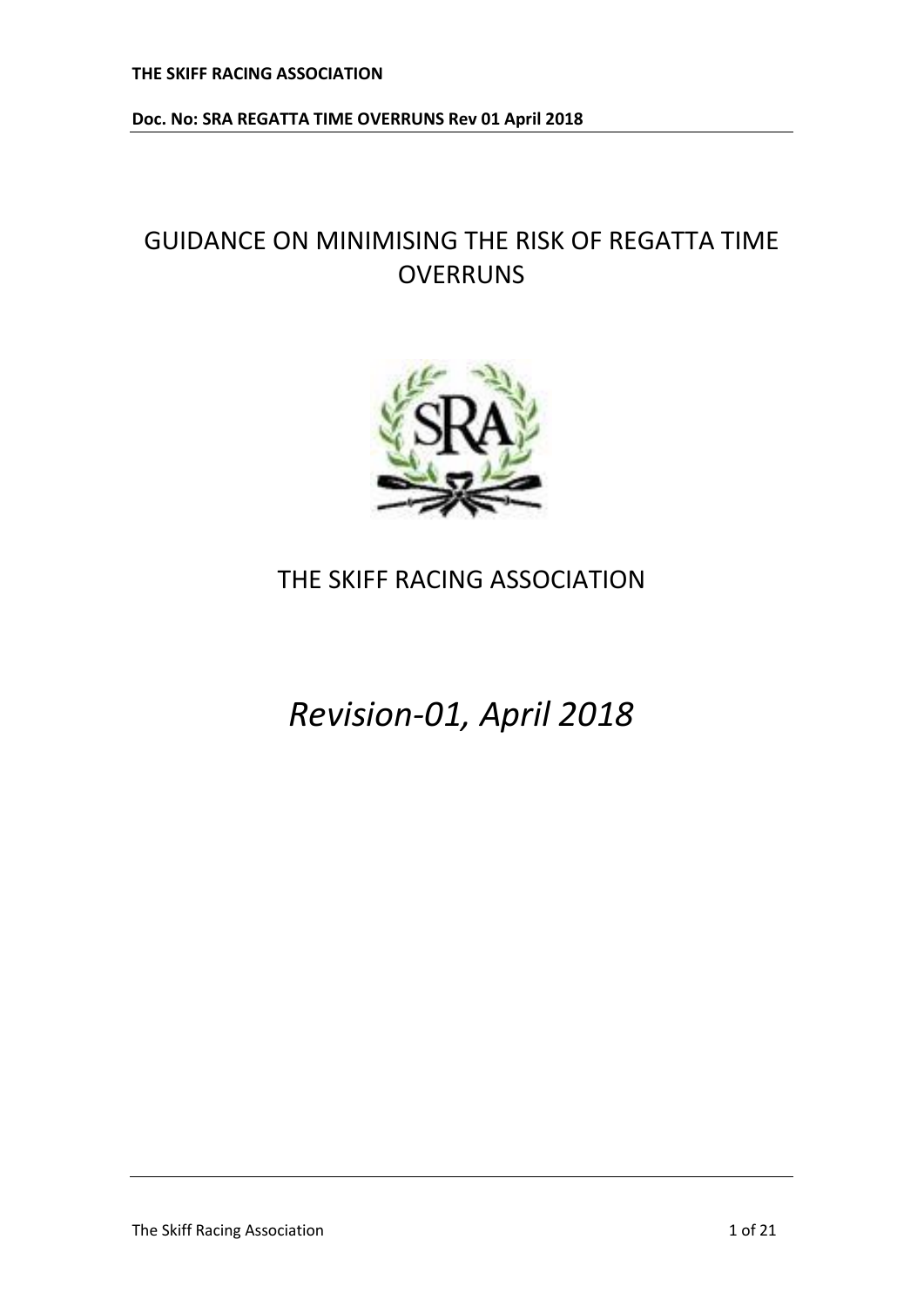# GUIDANCE ON MINIMISING THE RISK OF REGATTA TIME OVERRUNS

THE SKIFF RACING ASSOCIATION

*Revision-01, April 2018*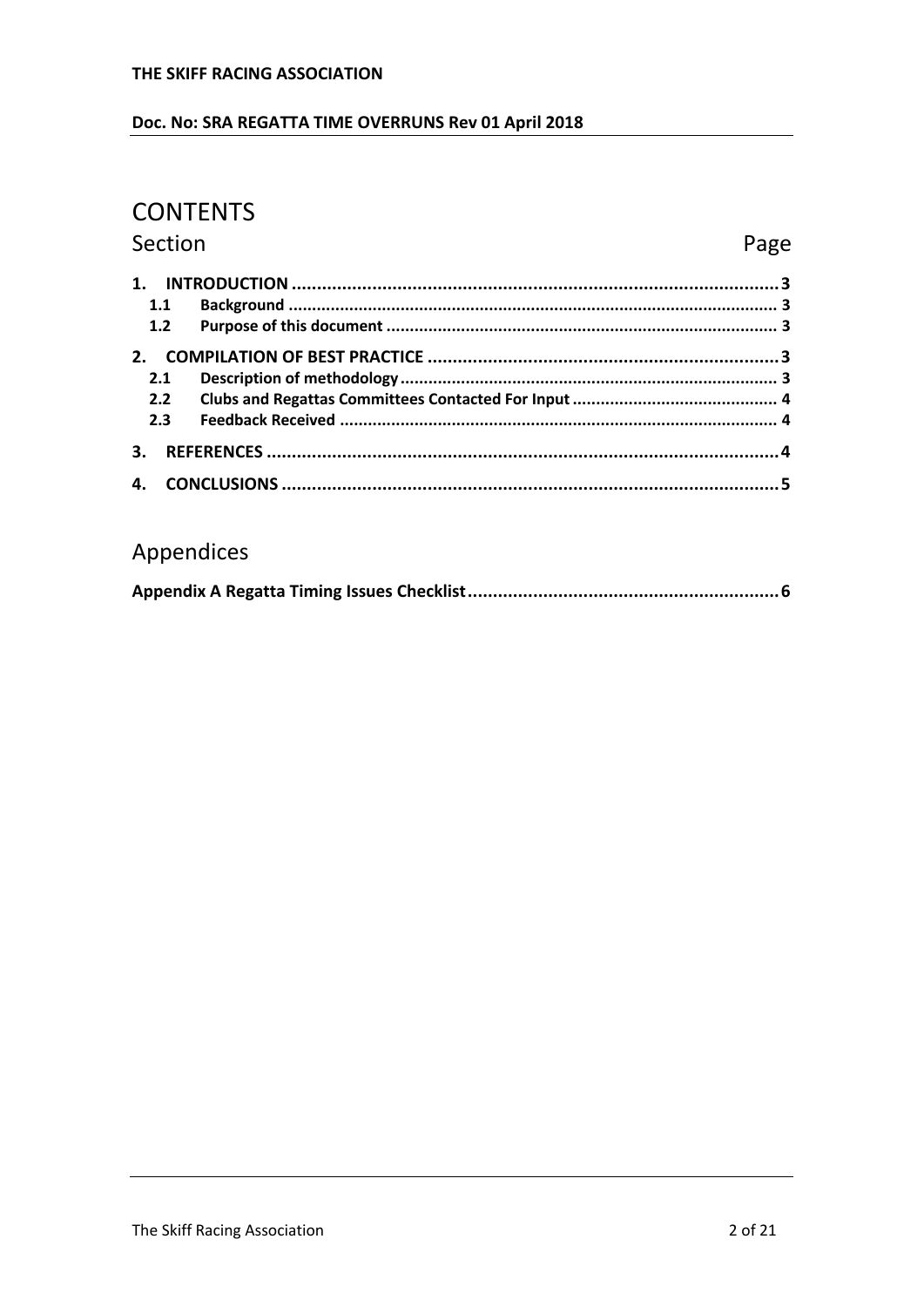# CONTENTS

| Section | Page |
| --- | --- |
| **1. INTRODUCTION** | **3** |
| **1.1 Background** | **3** |
| **1.2 Purpose of this document** | **3** |
| **2. COMPILATION OF BEST PRACTICE** | **3** |
| **2.1 Description of methodology** | **3** |
| **2.2 Clubs and Regattas Committees Contacted For Input** | **4** |
| **2.3 Feedback Received** | **4** |
| **3. REFERENCES** | **4** |
| **4. CONCLUSIONS** | **5** |

## Appendices

| | |
| --- | --- |
| **Appendix A Regatta Timing Issues Checklist** | **6** |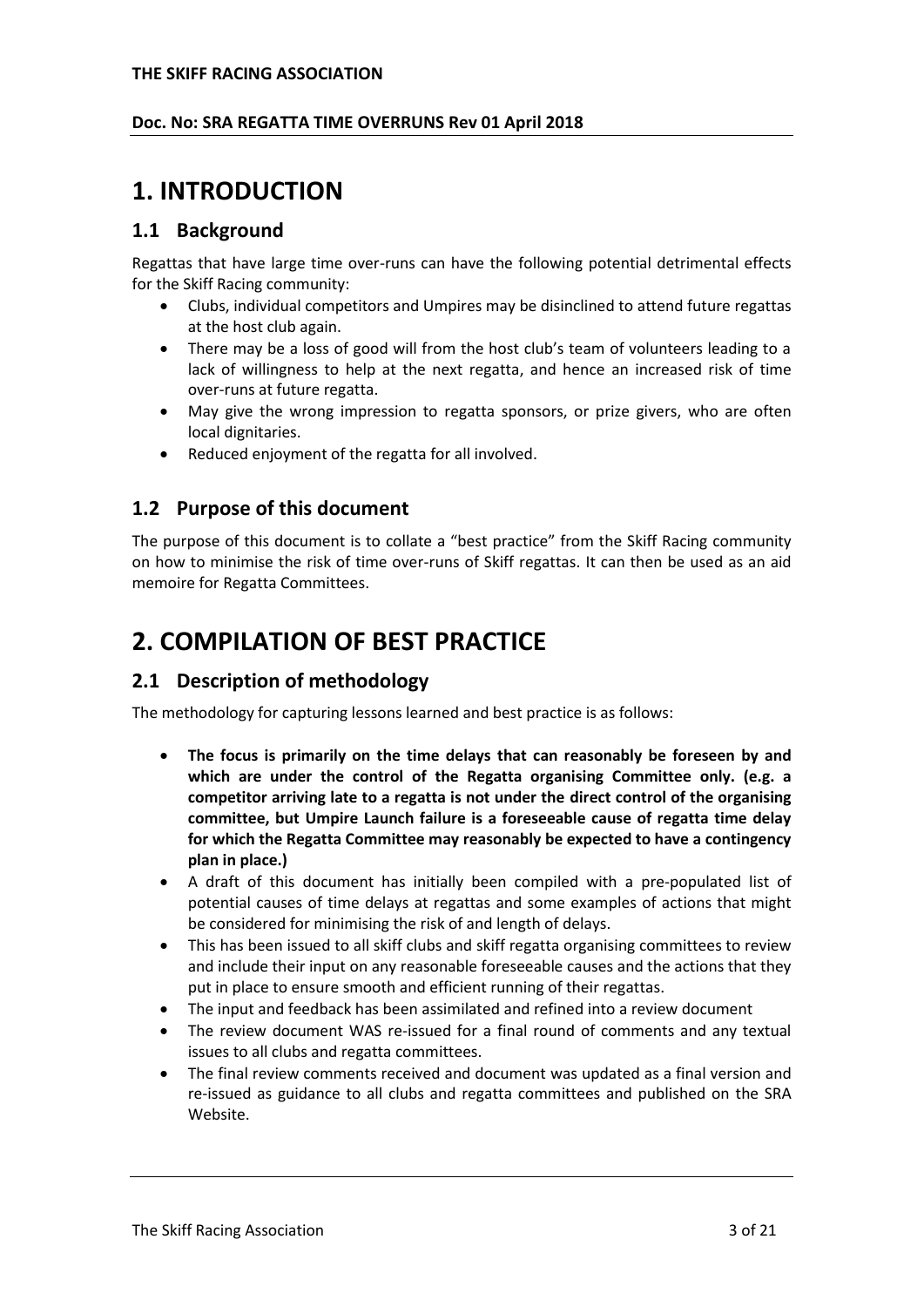# 1. INTRODUCTION

## 1.1 Background

Regattas that have large time over-runs can have the following potential detrimental effects for the Skiff Racing community:

- Clubs, individual competitors and Umpires may be disinclined to attend future regattas at the host club again.
- There may be a loss of good will from the host club's team of volunteers leading to a lack of willingness to help at the next regatta, and hence an increased risk of time over-runs at future regatta.
- May give the wrong impression to regatta sponsors, or prize givers, who are often local dignitaries.
- Reduced enjoyment of the regatta for all involved.

## 1.2 Purpose of this document

The purpose of this document is to collate a "best practice" from the Skiff Racing community on how to minimise the risk of time over-runs of Skiff regattas. It can then be used as an aid memoire for Regatta Committees.

# 2. COMPILATION OF BEST PRACTICE

## 2.1 Description of methodology

The methodology for capturing lessons learned and best practice is as follows:

- **The focus is primarily on the time delays that can reasonably be foreseen by and which are under the control of the Regatta organising Committee only. (e.g. a competitor arriving late to a regatta is not under the direct control of the organising committee, but Umpire Launch failure is a foreseeable cause of regatta time delay for which the Regatta Committee may reasonably be expected to have a contingency plan in place.)**
- A draft of this document has initially been compiled with a pre-populated list of potential causes of time delays at regattas and some examples of actions that might be considered for minimising the risk of and length of delays.
- This has been issued to all skiff clubs and skiff regatta organising committees to review and include their input on any reasonable foreseeable causes and the actions that they put in place to ensure smooth and efficient running of their regattas.
- The input and feedback has been assimilated and refined into a review document
- The review document WAS re-issued for a final round of comments and any textual issues to all clubs and regatta committees.
- The final review comments received and document was updated as a final version and re-issued as guidance to all clubs and regatta committees and published on the SRA Website.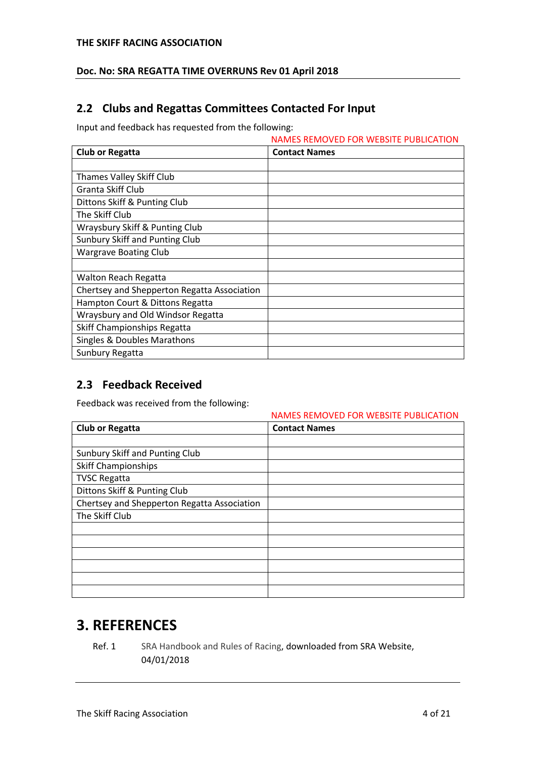## 2.2 Clubs and Regattas Committees Contacted For Input

Input and feedback has requested from the following:

NAMES REMOVED FOR WEBSITE PUBLICATION

| Club or Regatta | Contact Names |
|---|---|
| | |
| Thames Valley Skiff Club | |
| Granta Skiff Club | |
| Dittons Skiff & Punting Club | |
| The Skiff Club | |
| Wraysbury Skiff & Punting Club | |
| Sunbury Skiff and Punting Club | |
| Wargrave Boating Club | |
| | |
| Walton Reach Regatta | |
| Chertsey and Shepperton Regatta Association | |
| Hampton Court & Dittons Regatta | |
| Wraysbury and Old Windsor Regatta | |
| Skiff Championships Regatta | |
| Singles & Doubles Marathons | |
| Sunbury Regatta | |

## 2.3 Feedback Received

Feedback was received from the following:

NAMES REMOVED FOR WEBSITE PUBLICATION

| Club or Regatta | Contact Names |
|---|---|
| | |
| Sunbury Skiff and Punting Club | |
| Skiff Championships | |
| TVSC Regatta | |
| Dittons Skiff & Punting Club | |
| Chertsey and Shepperton Regatta Association | |
| The Skiff Club | |
| | |
| | |
| | |
| | |
| | |
| | |

# 3. REFERENCES

Ref. 1 SRA Handbook and Rules of Racing, downloaded from SRA Website, 04/01/2018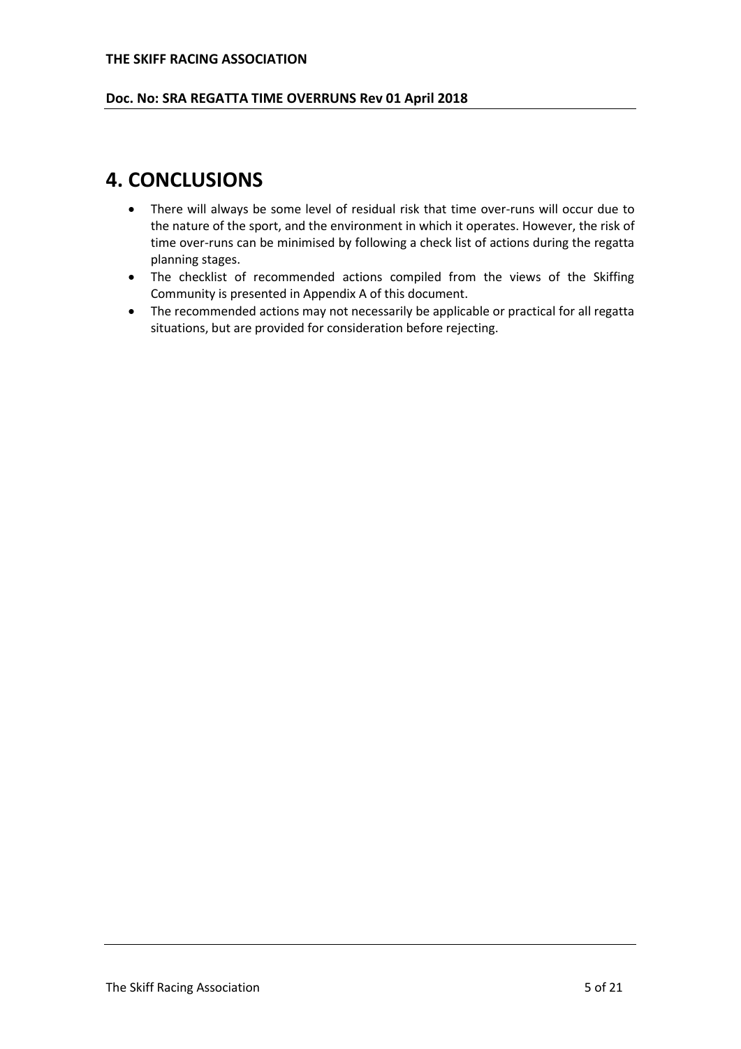# 4. CONCLUSIONS

- There will always be some level of residual risk that time over-runs will occur due to the nature of the sport, and the environment in which it operates. However, the risk of time over-runs can be minimised by following a check list of actions during the regatta planning stages.
- The checklist of recommended actions compiled from the views of the Skiffing Community is presented in Appendix A of this document.
- The recommended actions may not necessarily be applicable or practical for all regatta situations, but are provided for consideration before rejecting.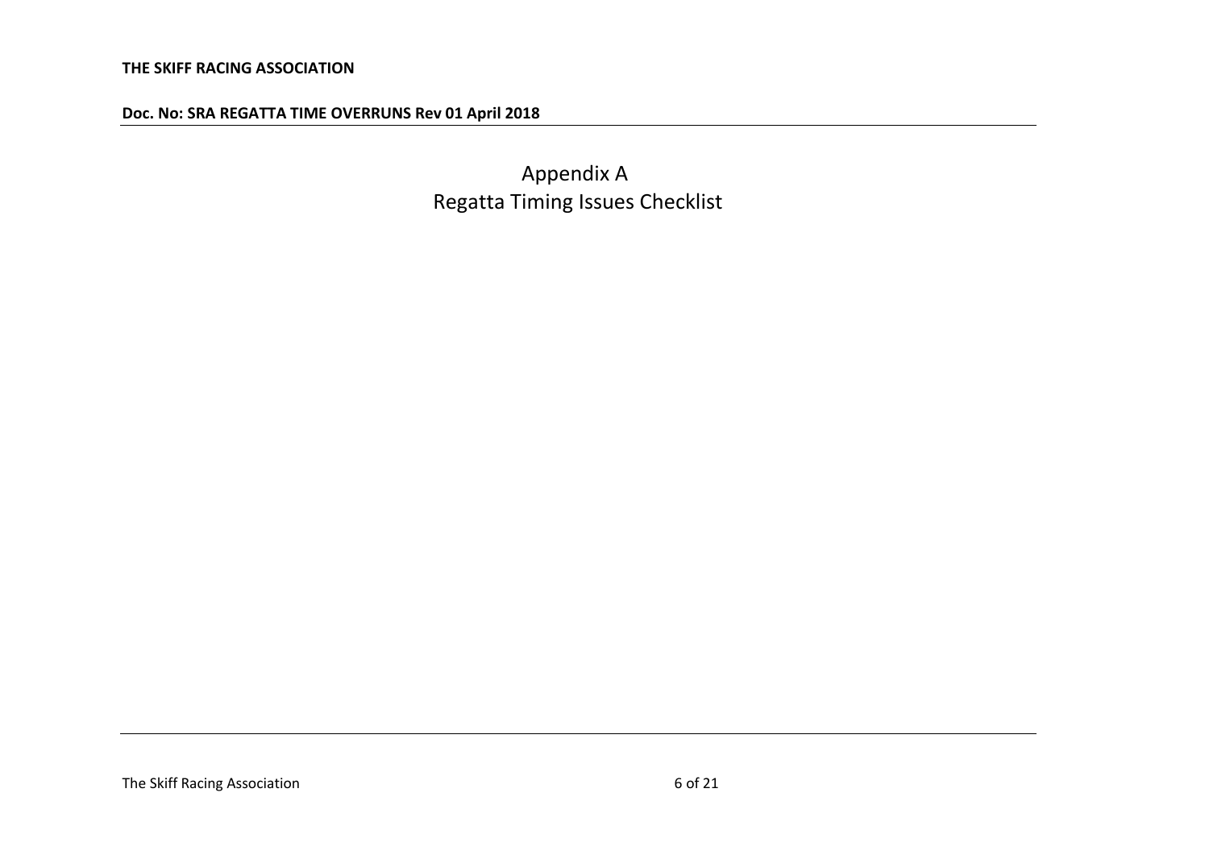# Appendix A
# Regatta Timing Issues Checklist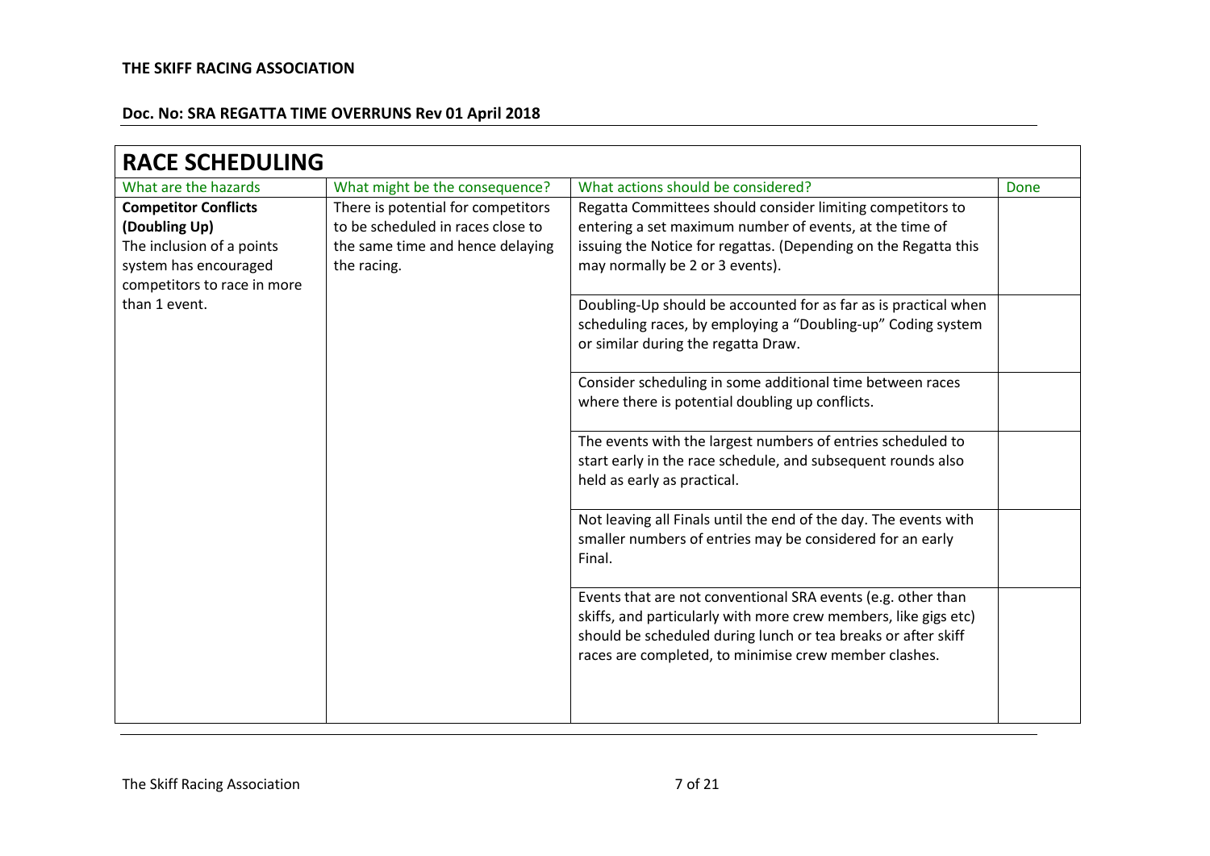**THE SKIFF RACING ASSOCIATION**

**Doc. No: SRA REGATTA TIME OVERRUNS Rev 01 April 2018**

## RACE SCHEDULING

| What are the hazards | What might be the consequence? | What actions should be considered? | Done |
|---|---|---|---|
| **Competitor Conflicts (Doubling Up)** The inclusion of a points system has encouraged competitors to race in more than 1 event. | There is potential for competitors to be scheduled in races close to the same time and hence delaying the racing. | Regatta Committees should consider limiting competitors to entering a set maximum number of events, at the time of issuing the Notice for regattas. (Depending on the Regatta this may normally be 2 or 3 events). | |
| | | Doubling-Up should be accounted for as far as is practical when scheduling races, by employing a "Doubling-up" Coding system or similar during the regatta Draw. | |
| | | Consider scheduling in some additional time between races where there is potential doubling up conflicts. | |
| | | The events with the largest numbers of entries scheduled to start early in the race schedule, and subsequent rounds also held as early as practical. | |
| | | Not leaving all Finals until the end of the day. The events with smaller numbers of entries may be considered for an early Final. | |
| | | Events that are not conventional SRA events (e.g. other than skiffs, and particularly with more crew members, like gigs etc) should be scheduled during lunch or tea breaks or after skiff races are completed, to minimise crew member clashes. | |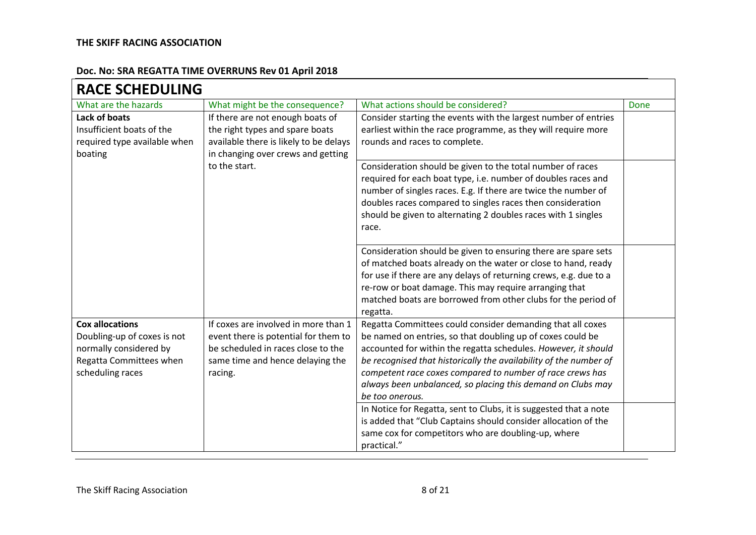**THE SKIFF RACING ASSOCIATION**

**Doc. No: SRA REGATTA TIME OVERRUNS Rev 01 April 2018**

## RACE SCHEDULING

| What are the hazards | What might be the consequence? | What actions should be considered? | Done |
|---|---|---|---|
| **Lack of boats**<br>Insufficient boats of the required type available when boating | If there are not enough boats of the right types and spare boats available there is likely to be delays in changing over crews and getting to the start. | Consider starting the events with the largest number of entries earliest within the race programme, as they will require more rounds and races to complete. | |
| | | Consideration should be given to the total number of races required for each boat type, i.e. number of doubles races and number of singles races. E.g. If there are twice the number of doubles races compared to singles races then consideration should be given to alternating 2 doubles races with 1 singles race. | |
| | | Consideration should be given to ensuring there are spare sets of matched boats already on the water or close to hand, ready for use if there are any delays of returning crews, e.g. due to a re-row or boat damage. This may require arranging that matched boats are borrowed from other clubs for the period of regatta. | |
| **Cox allocations**<br>Doubling-up of coxes is not normally considered by Regatta Committees when scheduling races | If coxes are involved in more than 1 event there is potential for them to be scheduled in races close to the same time and hence delaying the racing. | Regatta Committees could consider demanding that all coxes be named on entries, so that doubling up of coxes could be accounted for within the regatta schedules. *However, it should be recognised that historically the availability of the number of competent race coxes compared to number of race crews has always been unbalanced, so placing this demand on Clubs may be too onerous.* | |
| | | In Notice for Regatta, sent to Clubs, it is suggested that a note is added that "Club Captains should consider allocation of the same cox for competitors who are doubling-up, where practical." | |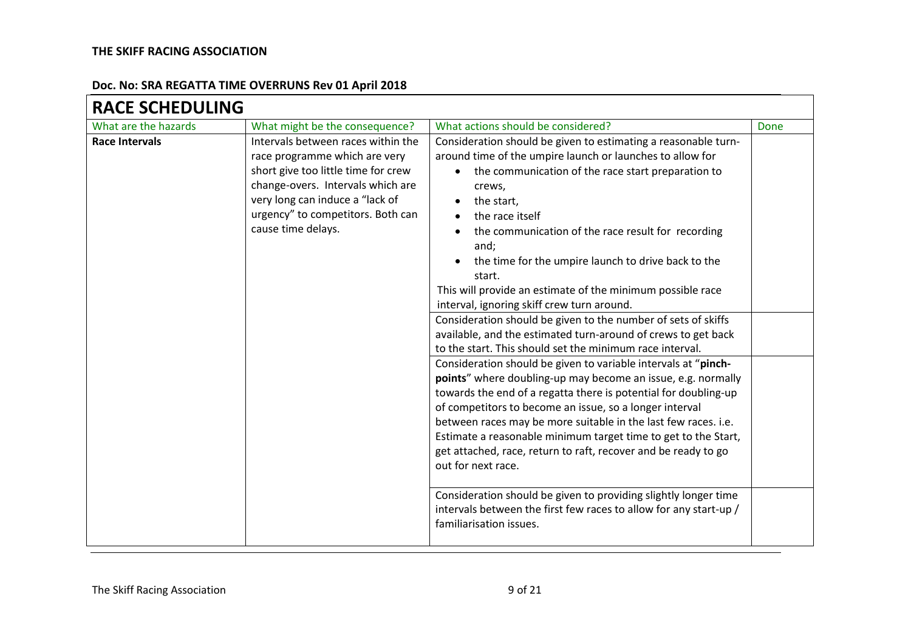**THE SKIFF RACING ASSOCIATION**

**Doc. No: SRA REGATTA TIME OVERRUNS Rev 01 April 2018**

## RACE SCHEDULING

| What are the hazards | What might be the consequence? | What actions should be considered? | Done |
|---|---|---|---|
| **Race Intervals** | Intervals between races within the race programme which are very short give too little time for crew change-overs. Intervals which are very long can induce a "lack of urgency" to competitors. Both can cause time delays. | Consideration should be given to estimating a reasonable turn-around time of the umpire launch or launches to allow for<br>• the communication of the race start preparation to crews,<br>• the start,<br>• the race itself<br>• the communication of the race result for recording and;<br>• the time for the umpire launch to drive back to the start.<br>This will provide an estimate of the minimum possible race interval, ignoring skiff crew turn around. | |
| | | Consideration should be given to the number of sets of skiffs available, and the estimated turn-around of crews to get back to the start. This should set the minimum race interval. | |
| | | Consideration should be given to variable intervals at "**pinch-points**" where doubling-up may become an issue, e.g. normally towards the end of a regatta there is potential for doubling-up of competitors to become an issue, so a longer interval between races may be more suitable in the last few races. i.e. Estimate a reasonable minimum target time to get to the Start, get attached, race, return to raft, recover and be ready to go out for next race. | |
| | | Consideration should be given to providing slightly longer time intervals between the first few races to allow for any start-up / familiarisation issues. | |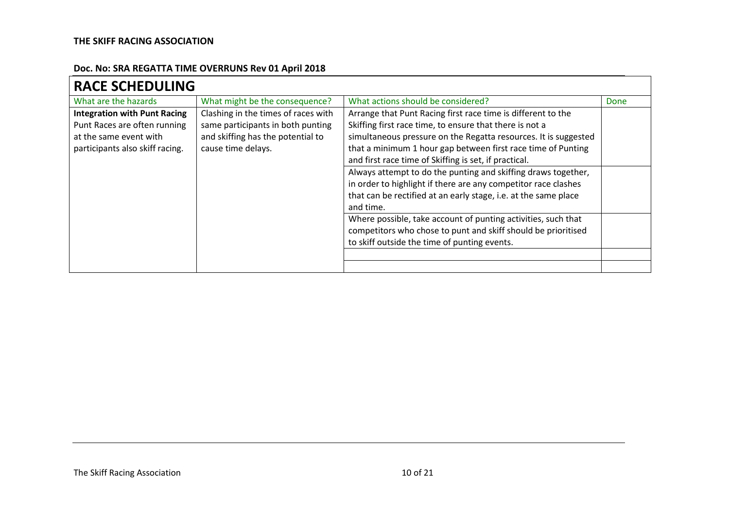**THE SKIFF RACING ASSOCIATION**

**Doc. No: SRA REGATTA TIME OVERRUNS Rev 01 April 2018**

## RACE SCHEDULING

| What are the hazards | What might be the consequence? | What actions should be considered? | Done |
|---|---|---|---|
| **Integration with Punt Racing** Punt Races are often running at the same event with participants also skiff racing. | Clashing in the times of races with same participants in both punting and skiffing has the potential to cause time delays. | Arrange that Punt Racing first race time is different to the Skiffing first race time, to ensure that there is not a simultaneous pressure on the Regatta resources. It is suggested that a minimum 1 hour gap between first race time of Punting and first race time of Skiffing is set, if practical. | |
| | | Always attempt to do the punting and skiffing draws together, in order to highlight if there are any competitor race clashes that can be rectified at an early stage, i.e. at the same place and time. | |
| | | Where possible, take account of punting activities, such that competitors who chose to punt and skiff should be prioritised to skiff outside the time of punting events. | |
| | | | |
| | | | |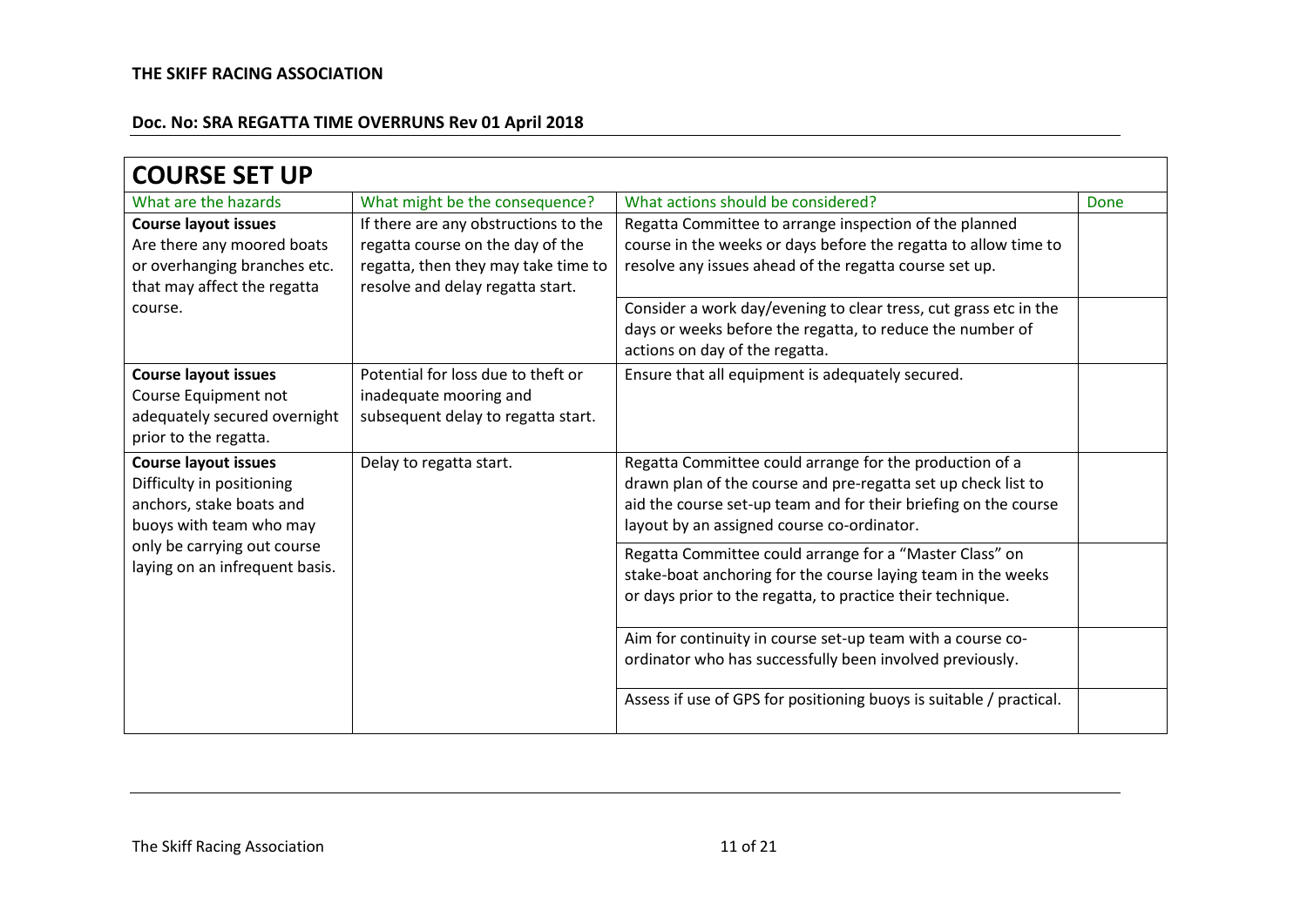**THE SKIFF RACING ASSOCIATION**

**Doc. No: SRA REGATTA TIME OVERRUNS Rev 01 April 2018**

## COURSE SET UP

| What are the hazards | What might be the consequence? | What actions should be considered? | Done |
|---|---|---|---|
| **Course layout issues** Are there any moored boats or overhanging branches etc. that may affect the regatta course. | If there are any obstructions to the regatta course on the day of the regatta, then they may take time to resolve and delay regatta start. | Regatta Committee to arrange inspection of the planned course in the weeks or days before the regatta to allow time to resolve any issues ahead of the regatta course set up. | |
| | | Consider a work day/evening to clear tress, cut grass etc in the days or weeks before the regatta, to reduce the number of actions on day of the regatta. | |
| **Course layout issues** Course Equipment not adequately secured overnight prior to the regatta. | Potential for loss due to theft or inadequate mooring and subsequent delay to regatta start. | Ensure that all equipment is adequately secured. | |
| **Course layout issues** Difficulty in positioning anchors, stake boats and buoys with team who may only be carrying out course laying on an infrequent basis. | Delay to regatta start. | Regatta Committee could arrange for the production of a drawn plan of the course and pre-regatta set up check list to aid the course set-up team and for their briefing on the course layout by an assigned course co-ordinator. | |
| | | Regatta Committee could arrange for a "Master Class" on stake-boat anchoring for the course laying team in the weeks or days prior to the regatta, to practice their technique. | |
| | | Aim for continuity in course set-up team with a course co-ordinator who has successfully been involved previously. | |
| | | Assess if use of GPS for positioning buoys is suitable / practical. | |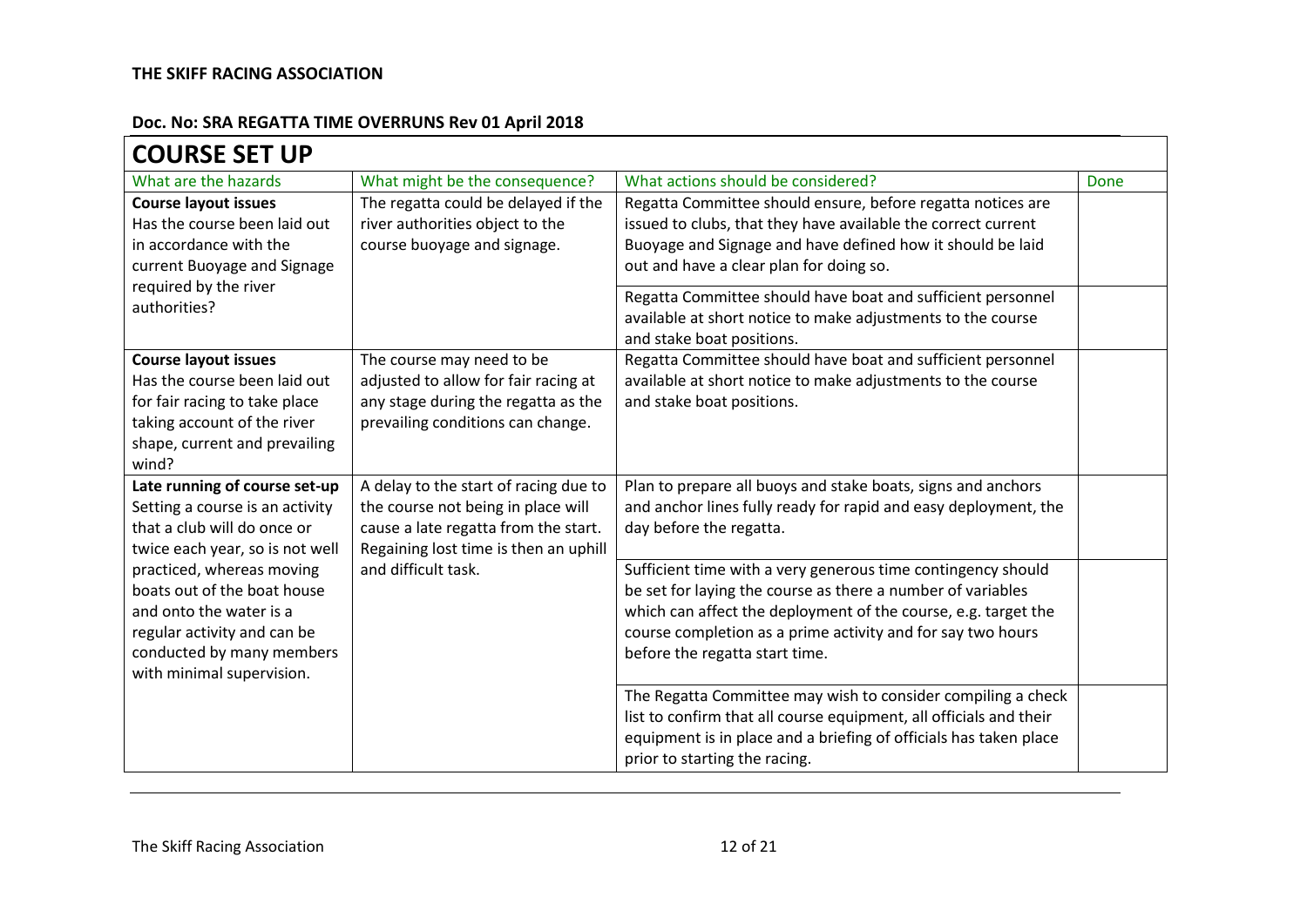**THE SKIFF RACING ASSOCIATION**

**Doc. No: SRA REGATTA TIME OVERRUNS Rev 01 April 2018**

## COURSE SET UP

| What are the hazards | What might be the consequence? | What actions should be considered? | Done |
|---|---|---|---|
| **Course layout issues** Has the course been laid out in accordance with the current Buoyage and Signage required by the river authorities? | The regatta could be delayed if the river authorities object to the course buoyage and signage. | Regatta Committee should ensure, before regatta notices are issued to clubs, that they have available the correct current Buoyage and Signage and have defined how it should be laid out and have a clear plan for doing so. | |
| | | Regatta Committee should have boat and sufficient personnel available at short notice to make adjustments to the course and stake boat positions. | |
| **Course layout issues** Has the course been laid out for fair racing to take place taking account of the river shape, current and prevailing wind? | The course may need to be adjusted to allow for fair racing at any stage during the regatta as the prevailing conditions can change. | Regatta Committee should have boat and sufficient personnel available at short notice to make adjustments to the course and stake boat positions. | |
| **Late running of course set-up** Setting a course is an activity that a club will do once or twice each year, so is not well practiced, whereas moving boats out of the boat house and onto the water is a regular activity and can be conducted by many members with minimal supervision. | A delay to the start of racing due to the course not being in place will cause a late regatta from the start. Regaining lost time is then an uphill and difficult task. | Plan to prepare all buoys and stake boats, signs and anchors and anchor lines fully ready for rapid and easy deployment, the day before the regatta. | |
| | | Sufficient time with a very generous time contingency should be set for laying the course as there a number of variables which can affect the deployment of the course, e.g. target the course completion as a prime activity and for say two hours before the regatta start time. | |
| | | The Regatta Committee may wish to consider compiling a check list to confirm that all course equipment, all officials and their equipment is in place and a briefing of officials has taken place prior to starting the racing. | |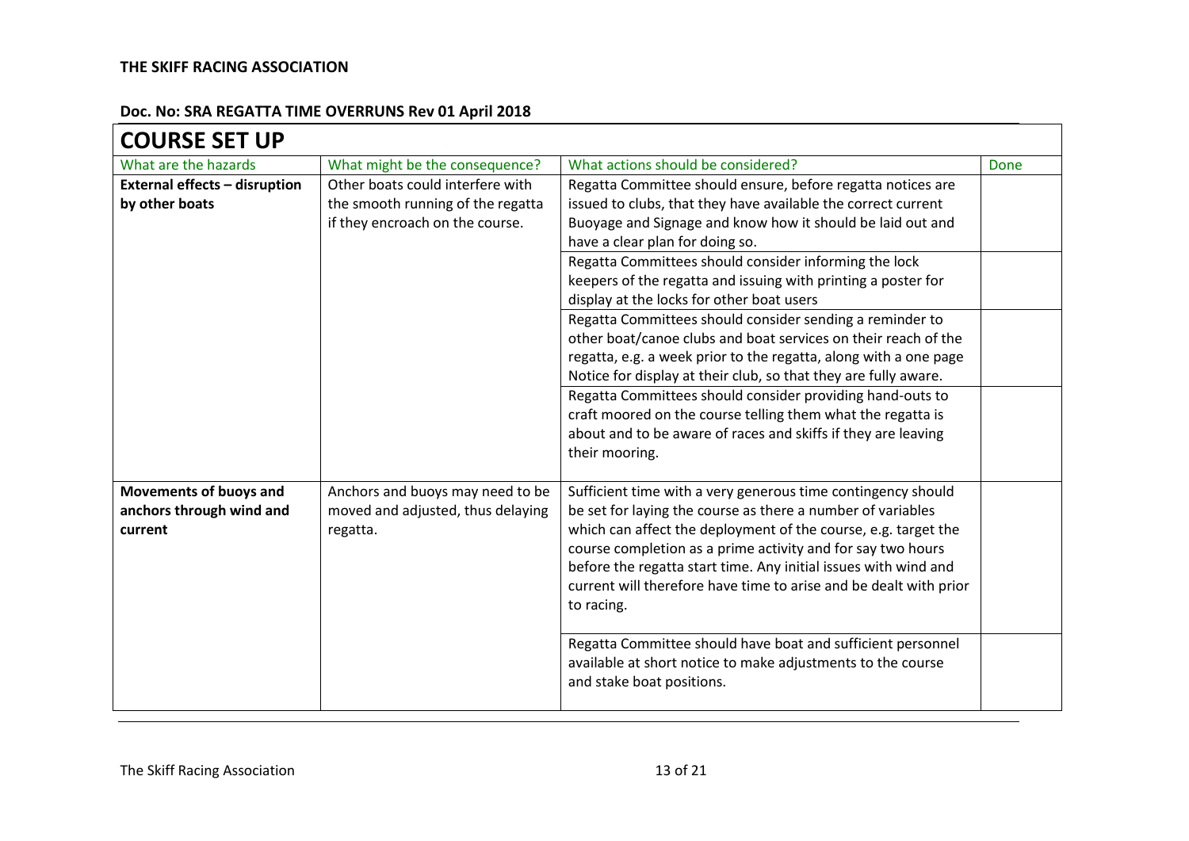**THE SKIFF RACING ASSOCIATION**

**Doc. No: SRA REGATTA TIME OVERRUNS Rev 01 April 2018**

## COURSE SET UP

| What are the hazards | What might be the consequence? | What actions should be considered? | Done |
|---|---|---|---|
| **External effects – disruption by other boats** | Other boats could interfere with the smooth running of the regatta if they encroach on the course. | Regatta Committee should ensure, before regatta notices are issued to clubs, that they have available the correct current Buoyage and Signage and know how it should be laid out and have a clear plan for doing so. | |
| | | Regatta Committees should consider informing the lock keepers of the regatta and issuing with printing a poster for display at the locks for other boat users | |
| | | Regatta Committees should consider sending a reminder to other boat/canoe clubs and boat services on their reach of the regatta, e.g. a week prior to the regatta, along with a one page Notice for display at their club, so that they are fully aware. | |
| | | Regatta Committees should consider providing hand-outs to craft moored on the course telling them what the regatta is about and to be aware of races and skiffs if they are leaving their mooring. | |
| **Movements of buoys and anchors through wind and current** | Anchors and buoys may need to be moved and adjusted, thus delaying regatta. | Sufficient time with a very generous time contingency should be set for laying the course as there a number of variables which can affect the deployment of the course, e.g. target the course completion as a prime activity and for say two hours before the regatta start time. Any initial issues with wind and current will therefore have time to arise and be dealt with prior to racing. | |
| | | Regatta Committee should have boat and sufficient personnel available at short notice to make adjustments to the course and stake boat positions. | |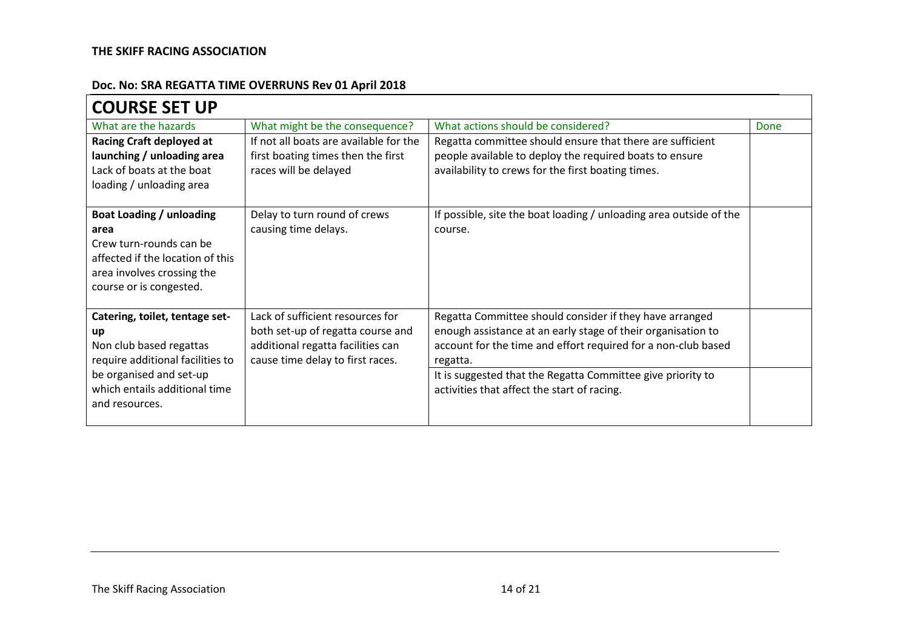**THE SKIFF RACING ASSOCIATION**

**Doc. No: SRA REGATTA TIME OVERRUNS Rev 01 April 2018**

## COURSE SET UP

| What are the hazards | What might be the consequence? | What actions should be considered? | Done |
|---|---|---|---|
| **Racing Craft deployed at launching / unloading area**<br>Lack of boats at the boat loading / unloading area | If not all boats are available for the first boating times then the first races will be delayed | Regatta committee should ensure that there are sufficient people available to deploy the required boats to ensure availability to crews for the first boating times. | |
| **Boat Loading / unloading area**<br>Crew turn-rounds can be affected if the location of this area involves crossing the course or is congested. | Delay to turn round of crews causing time delays. | If possible, site the boat loading / unloading area outside of the course. | |
| **Catering, toilet, tentage set-up**<br>Non club based regattas require additional facilities to be organised and set-up which entails additional time and resources. | Lack of sufficient resources for both set-up of regatta course and additional regatta facilities can cause time delay to first races. | Regatta Committee should consider if they have arranged enough assistance at an early stage of their organisation to account for the time and effort required for a non-club based regatta. | |
| | | It is suggested that the Regatta Committee give priority to activities that affect the start of racing. | |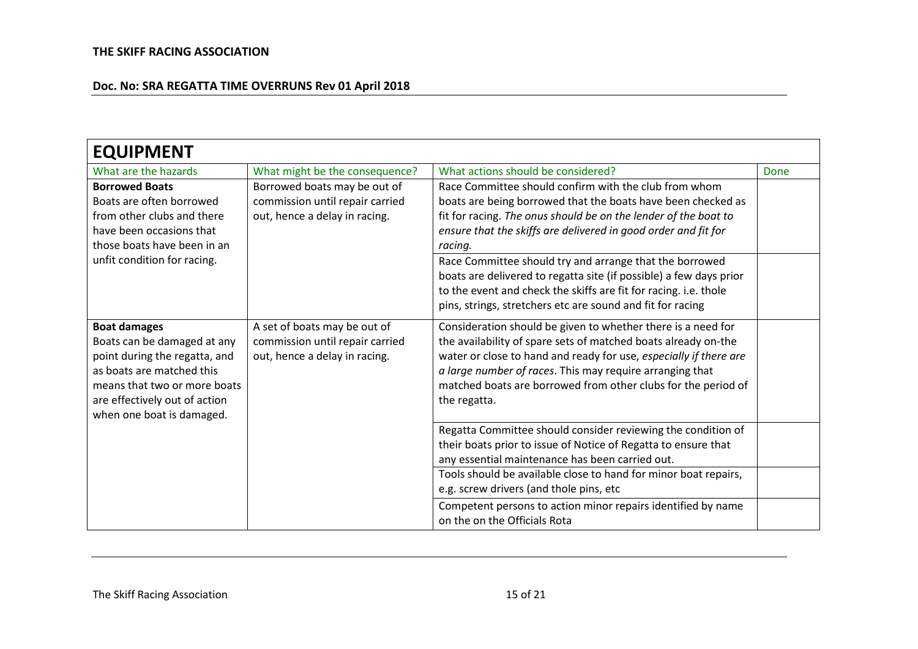**THE SKIFF RACING ASSOCIATION**

**Doc. No: SRA REGATTA TIME OVERRUNS Rev 01 April 2018**

## EQUIPMENT

| What are the hazards | What might be the consequence? | What actions should be considered? | Done |
|---|---|---|---|
| **Borrowed Boats**<br>Boats are often borrowed from other clubs and there have been occasions that those boats have been in an unfit condition for racing. | Borrowed boats may be out of commission until repair carried out, hence a delay in racing. | Race Committee should confirm with the club from whom boats are being borrowed that the boats have been checked as fit for racing. *The onus should be on the lender of the boat to ensure that the skiffs are delivered in good order and fit for racing.* | |
| | | Race Committee should try and arrange that the borrowed boats are delivered to regatta site (if possible) a few days prior to the event and check the skiffs are fit for racing. i.e. thole pins, strings, stretchers etc are sound and fit for racing | |
| **Boat damages**<br>Boats can be damaged at any point during the regatta, and as boats are matched this means that two or more boats are effectively out of action when one boat is damaged. | A set of boats may be out of commission until repair carried out, hence a delay in racing. | Consideration should be given to whether there is a need for the availability of spare sets of matched boats already on-the water or close to hand and ready for use, *especially if there are a large number of races*. This may require arranging that matched boats are borrowed from other clubs for the period of the regatta. | |
| | | Regatta Committee should consider reviewing the condition of their boats prior to issue of Notice of Regatta to ensure that any essential maintenance has been carried out. | |
| | | Tools should be available close to hand for minor boat repairs, e.g. screw drivers (and thole pins, etc | |
| | | Competent persons to action minor repairs identified by name on the on the Officials Rota | |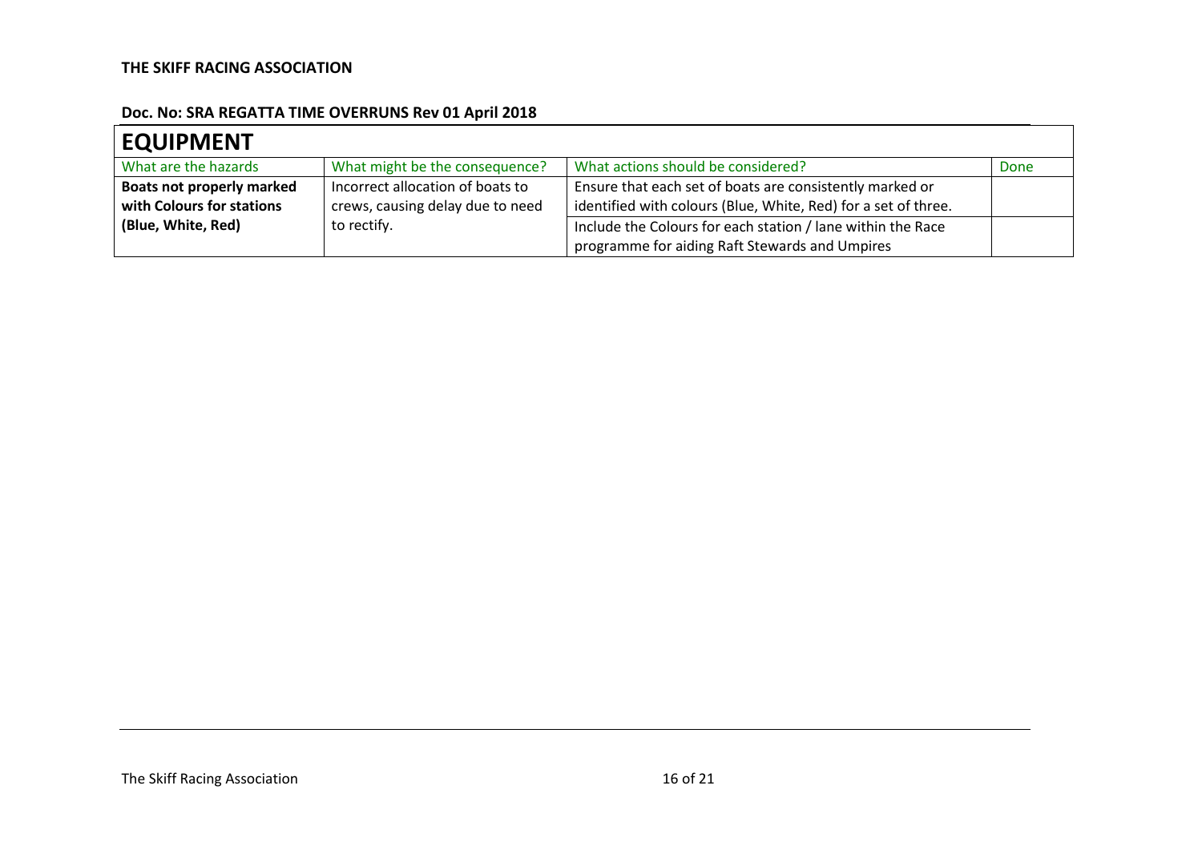**THE SKIFF RACING ASSOCIATION**

**Doc. No: SRA REGATTA TIME OVERRUNS Rev 01 April 2018**

## EQUIPMENT

| What are the hazards | What might be the consequence? | What actions should be considered? | Done |
|---|---|---|---|
| **Boats not properly marked with Colours for stations (Blue, White, Red)** | Incorrect allocation of boats to crews, causing delay due to need to rectify. | Ensure that each set of boats are consistently marked or identified with colours (Blue, White, Red) for a set of three. | |
| | | Include the Colours for each station / lane within the Race programme for aiding Raft Stewards and Umpires | |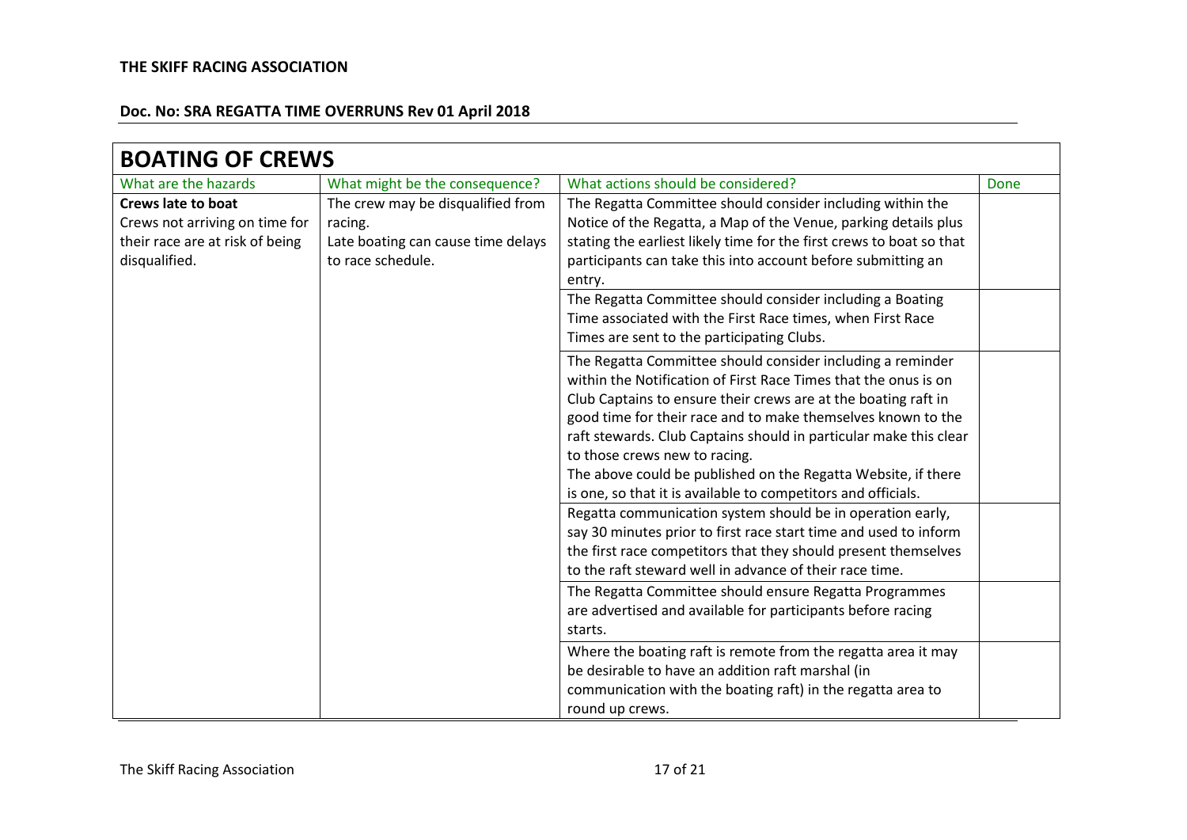**THE SKIFF RACING ASSOCIATION**

**Doc. No: SRA REGATTA TIME OVERRUNS Rev 01 April 2018**

## BOATING OF CREWS

| What are the hazards | What might be the consequence? | What actions should be considered? | Done |
|---|---|---|---|
| **Crews late to boat** Crews not arriving on time for their race are at risk of being disqualified. | The crew may be disqualified from racing. Late boating can cause time delays to race schedule. | The Regatta Committee should consider including within the Notice of the Regatta, a Map of the Venue, parking details plus stating the earliest likely time for the first crews to boat so that participants can take this into account before submitting an entry. | |
| | | The Regatta Committee should consider including a Boating Time associated with the First Race times, when First Race Times are sent to the participating Clubs. | |
| | | The Regatta Committee should consider including a reminder within the Notification of First Race Times that the onus is on Club Captains to ensure their crews are at the boating raft in good time for their race and to make themselves known to the raft stewards. Club Captains should in particular make this clear to those crews new to racing. The above could be published on the Regatta Website, if there is one, so that it is available to competitors and officials. | |
| | | Regatta communication system should be in operation early, say 30 minutes prior to first race start time and used to inform the first race competitors that they should present themselves to the raft steward well in advance of their race time. | |
| | | The Regatta Committee should ensure Regatta Programmes are advertised and available for participants before racing starts. | |
| | | Where the boating raft is remote from the regatta area it may be desirable to have an addition raft marshal (in communication with the boating raft) in the regatta area to round up crews. | |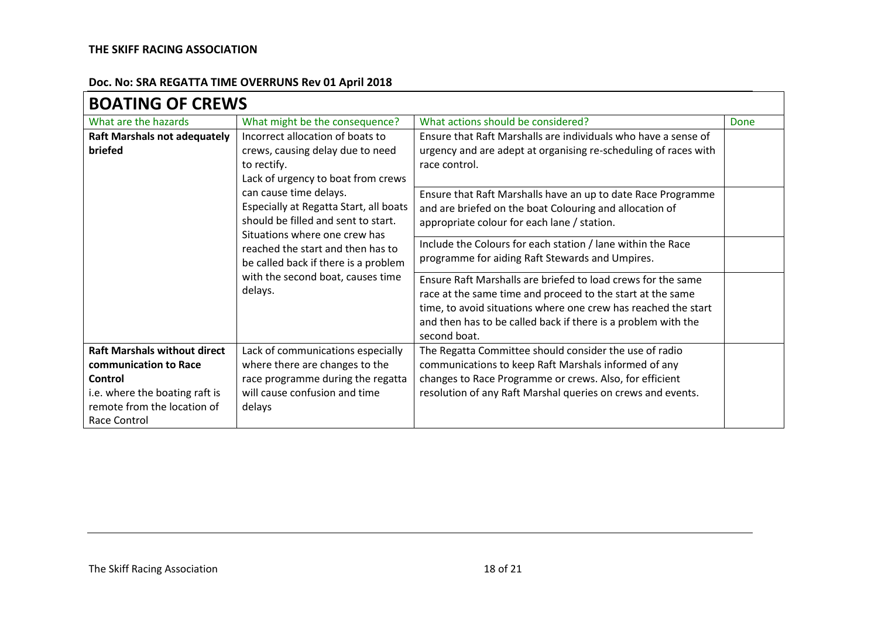**THE SKIFF RACING ASSOCIATION**

**Doc. No: SRA REGATTA TIME OVERRUNS Rev 01 April 2018**

## BOATING OF CREWS

| What are the hazards | What might be the consequence? | What actions should be considered? | Done |
|---|---|---|---|
| **Raft Marshals not adequately briefed** | Incorrect allocation of boats to crews, causing delay due to need to rectify. Lack of urgency to boat from crews can cause time delays. Especially at Regatta Start, all boats should be filled and sent to start. Situations where one crew has reached the start and then has to be called back if there is a problem with the second boat, causes time delays. | Ensure that Raft Marshalls are individuals who have a sense of urgency and are adept at organising re-scheduling of races with race control. | |
| | | Ensure that Raft Marshalls have an up to date Race Programme and are briefed on the boat Colouring and allocation of appropriate colour for each lane / station. | |
| | | Include the Colours for each station / lane within the Race programme for aiding Raft Stewards and Umpires. | |
| | | Ensure Raft Marshalls are briefed to load crews for the same race at the same time and proceed to the start at the same time, to avoid situations where one crew has reached the start and then has to be called back if there is a problem with the second boat. | |
| **Raft Marshals without direct communication to Race Control** i.e. where the boating raft is remote from the location of Race Control | Lack of communications especially where there are changes to the race programme during the regatta will cause confusion and time delays | The Regatta Committee should consider the use of radio communications to keep Raft Marshals informed of any changes to Race Programme or crews. Also, for efficient resolution of any Raft Marshal queries on crews and events. | |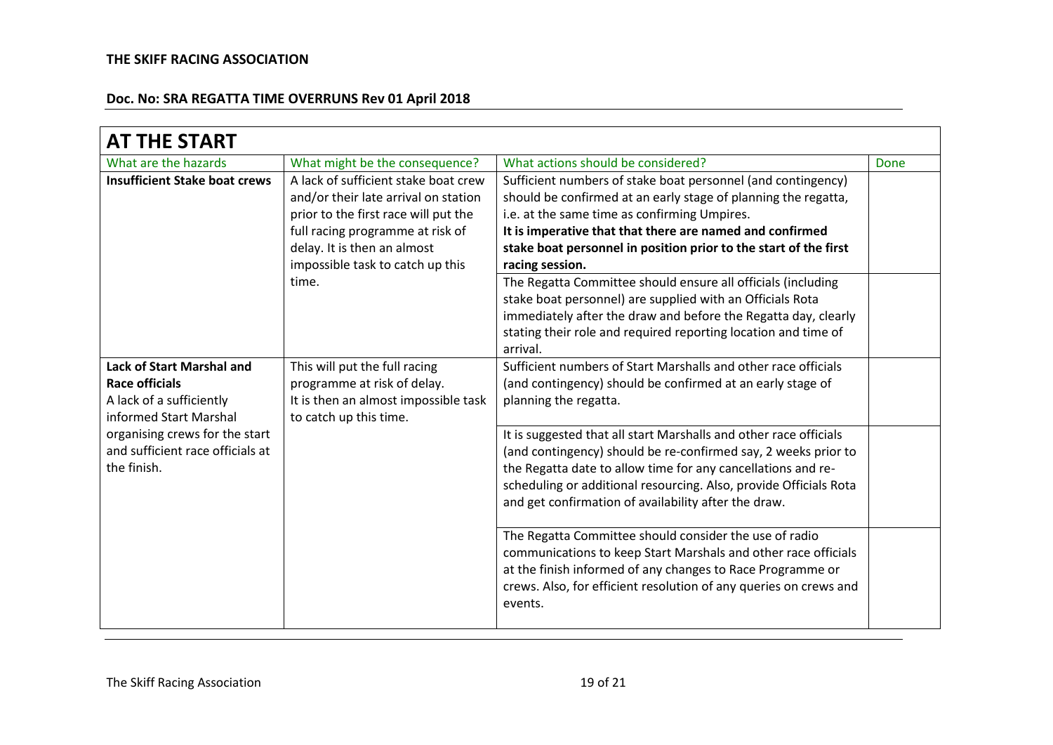**THE SKIFF RACING ASSOCIATION**

**Doc. No: SRA REGATTA TIME OVERRUNS Rev 01 April 2018**

## AT THE START

| What are the hazards | What might be the consequence? | What actions should be considered? | Done |
|---|---|---|---|
| **Insufficient Stake boat crews** | A lack of sufficient stake boat crew and/or their late arrival on station prior to the first race will put the full racing programme at risk of delay. It is then an almost impossible task to catch up this time. | Sufficient numbers of stake boat personnel (and contingency) should be confirmed at an early stage of planning the regatta, i.e. at the same time as confirming Umpires. **It is imperative that that there are named and confirmed stake boat personnel in position prior to the start of the first racing session.** | |
| | | The Regatta Committee should ensure all officials (including stake boat personnel) are supplied with an Officials Rota immediately after the draw and before the Regatta day, clearly stating their role and required reporting location and time of arrival. | |
| **Lack of Start Marshal and Race officials** A lack of a sufficiently informed Start Marshal organising crews for the start and sufficient race officials at the finish. | This will put the full racing programme at risk of delay. It is then an almost impossible task to catch up this time. | Sufficient numbers of Start Marshalls and other race officials (and contingency) should be confirmed at an early stage of planning the regatta. | |
| | | It is suggested that all start Marshalls and other race officials (and contingency) should be re-confirmed say, 2 weeks prior to the Regatta date to allow time for any cancellations and re-scheduling or additional resourcing. Also, provide Officials Rota and get confirmation of availability after the draw. | |
| | | The Regatta Committee should consider the use of radio communications to keep Start Marshals and other race officials at the finish informed of any changes to Race Programme or crews. Also, for efficient resolution of any queries on crews and events. | |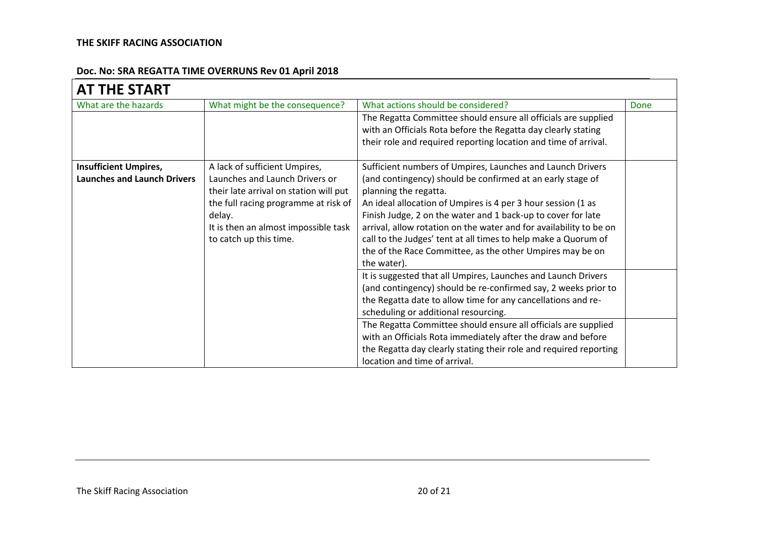**THE SKIFF RACING ASSOCIATION**

**Doc. No: SRA REGATTA TIME OVERRUNS Rev 01 April 2018**

## AT THE START

| What are the hazards | What might be the consequence? | What actions should be considered? | Done |
|---|---|---|---|
| | | The Regatta Committee should ensure all officials are supplied with an Officials Rota before the Regatta day clearly stating their role and required reporting location and time of arrival. | |
| **Insufficient Umpires, Launches and Launch Drivers** | A lack of sufficient Umpires, Launches and Launch Drivers or their late arrival on station will put the full racing programme at risk of delay.<br>It is then an almost impossible task to catch up this time. | Sufficient numbers of Umpires, Launches and Launch Drivers (and contingency) should be confirmed at an early stage of planning the regatta.<br>An ideal allocation of Umpires is 4 per 3 hour session (1 as Finish Judge, 2 on the water and 1 back-up to cover for late arrival, allow rotation on the water and for availability to be on call to the Judges' tent at all times to help make a Quorum of the of the Race Committee, as the other Umpires may be on the water). | |
| | | It is suggested that all Umpires, Launches and Launch Drivers (and contingency) should be re-confirmed say, 2 weeks prior to the Regatta date to allow time for any cancellations and re-scheduling or additional resourcing. | |
| | | The Regatta Committee should ensure all officials are supplied with an Officials Rota immediately after the draw and before the Regatta day clearly stating their role and required reporting location and time of arrival. | |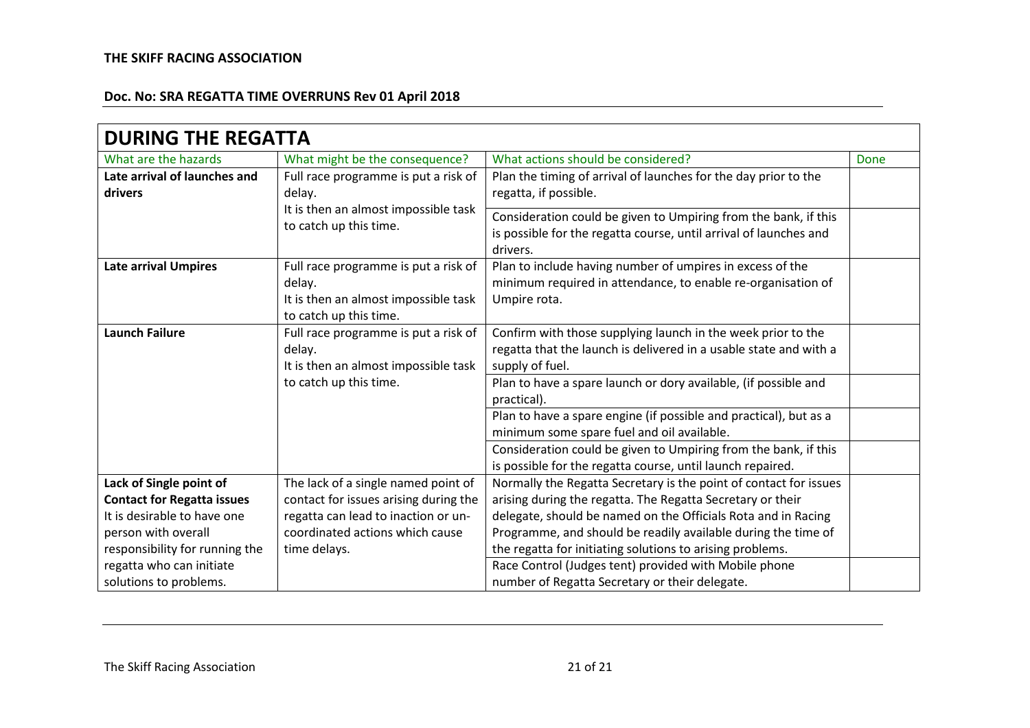**THE SKIFF RACING ASSOCIATION**

**Doc. No: SRA REGATTA TIME OVERRUNS Rev 01 April 2018**

## DURING THE REGATTA

| What are the hazards | What might be the consequence? | What actions should be considered? | Done |
|---|---|---|---|
| **Late arrival of launches and drivers** | Full race programme is put a risk of delay. It is then an almost impossible task to catch up this time. | Plan the timing of arrival of launches for the day prior to the regatta, if possible. | |
| | | Consideration could be given to Umpiring from the bank, if this is possible for the regatta course, until arrival of launches and drivers. | |
| **Late arrival Umpires** | Full race programme is put a risk of delay. It is then an almost impossible task to catch up this time. | Plan to include having number of umpires in excess of the minimum required in attendance, to enable re-organisation of Umpire rota. | |
| **Launch Failure** | Full race programme is put a risk of delay. It is then an almost impossible task to catch up this time. | Confirm with those supplying launch in the week prior to the regatta that the launch is delivered in a usable state and with a supply of fuel. | |
| | | Plan to have a spare launch or dory available, (if possible and practical). | |
| | | Plan to have a spare engine (if possible and practical), but as a minimum some spare fuel and oil available. | |
| | | Consideration could be given to Umpiring from the bank, if this is possible for the regatta course, until launch repaired. | |
| **Lack of Single point of Contact for Regatta issues** It is desirable to have one person with overall responsibility for running the regatta who can initiate solutions to problems. | The lack of a single named point of contact for issues arising during the regatta can lead to inaction or un-coordinated actions which cause time delays. | Normally the Regatta Secretary is the point of contact for issues arising during the regatta. The Regatta Secretary or their delegate, should be named on the Officials Rota and in Racing Programme, and should be readily available during the time of the regatta for initiating solutions to arising problems. | |
| | | Race Control (Judges tent) provided with Mobile phone number of Regatta Secretary or their delegate. | |